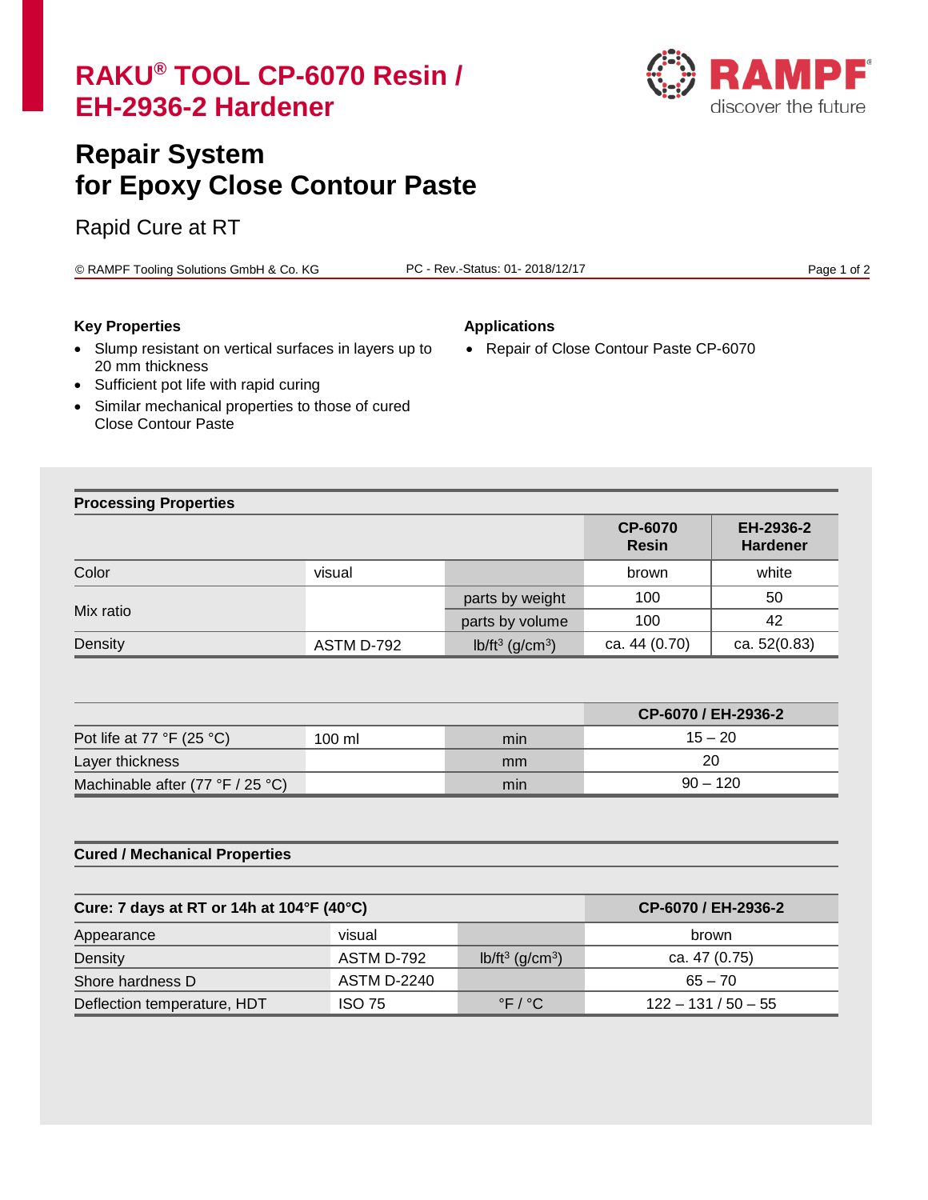# RAKU® TOOL CP-6070 Resin / EH-2936-2 Hardener

## Repair System for Epoxy Close Contour Paste

Rapid Cure at RT

© RAMPF Tooling Solutions GmbH & Co. KG    PC - Rev.-Status: 01- 2018/12/17

### Key Properties

- Slump resistant on vertical surfaces in layers up to 20 mm thickness
- Sufficient pot life with rapid curing
- Similar mechanical properties to those of cured Close Contour Paste

### Applications

- Repair of Close Contour Paste CP-6070

### Processing Properties

| | | | CP-6070 Resin | EH-2936-2 Hardener |
|---|---|---|---|---|
| Color | visual | | brown | white |
| Mix ratio | | parts by weight | 100 | 50 |
| | | parts by volume | 100 | 42 |
| Density | ASTM D-792 | lb/ft³ (g/cm³) | ca. 44 (0.70) | ca. 52(0.83) |

| | | | CP-6070 / EH-2936-2 |
|---|---|---|---|
| Pot life at 77 °F (25 °C) | 100 ml | min | 15 – 20 |
| Layer thickness | | mm | 20 |
| Machinable after (77 °F / 25 °C) | | min | 90 – 120 |

### Cured / Mechanical Properties

| Cure: 7 days at RT or 14h at 104°F (40°C) | | | CP-6070 / EH-2936-2 |
|---|---|---|---|
| Appearance | visual | | brown |
| Density | ASTM D-792 | lb/ft³ (g/cm³) | ca. 47 (0.75) |
| Shore hardness D | ASTM D-2240 | | 65 – 70 |
| Deflection temperature, HDT | ISO 75 | °F / °C | 122 – 131 / 50 – 55 |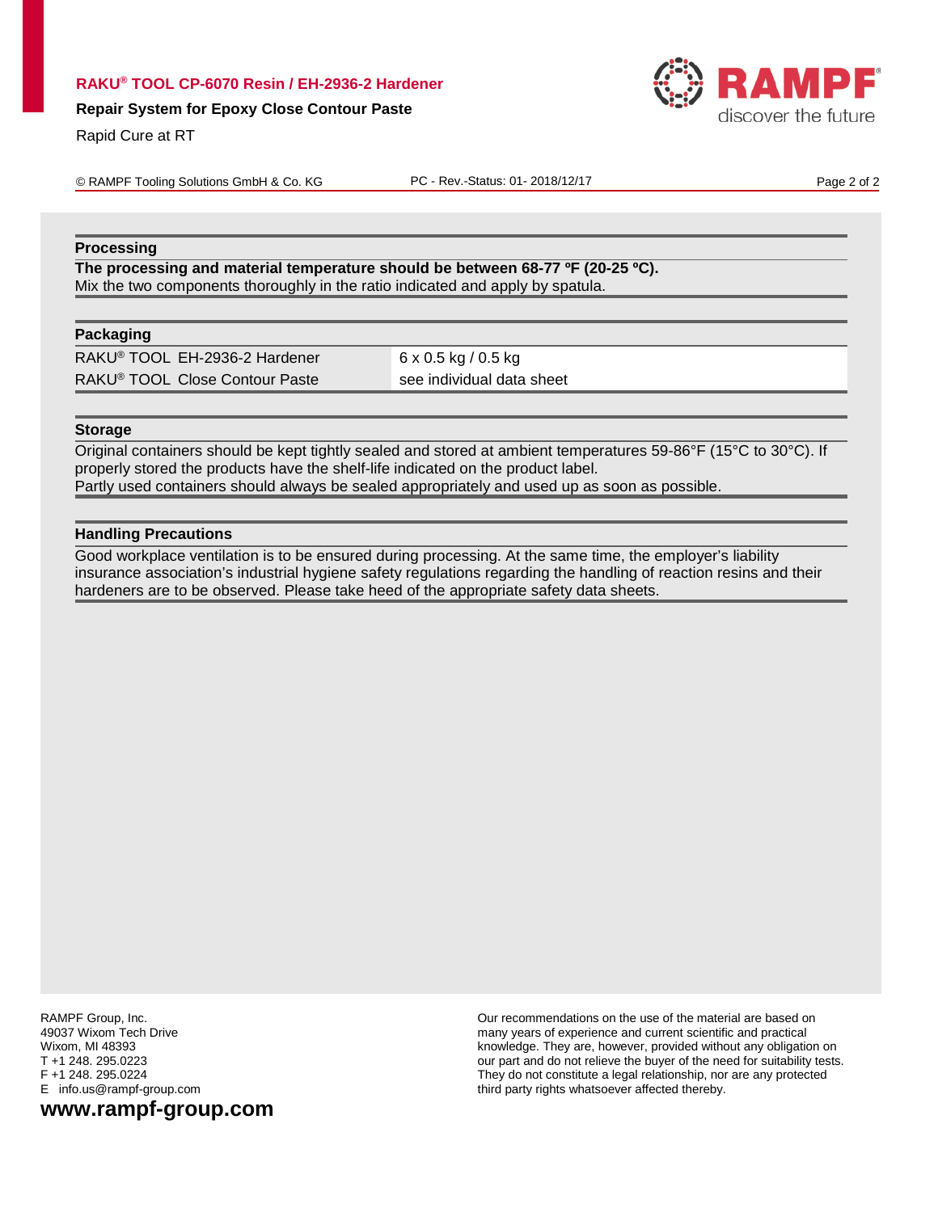## Processing

**The processing and material temperature should be between 68-77 ºF (20-25 ºC).**
Mix the two components thoroughly in the ratio indicated and apply by spatula.

## Packaging

| | |
|---|---|
| RAKU® TOOL EH-2936-2 Hardener | 6 x 0.5 kg / 0.5 kg |
| RAKU® TOOL Close Contour Paste | see individual data sheet |

## Storage

Original containers should be kept tightly sealed and stored at ambient temperatures 59-86°F (15°C to 30°C). If properly stored the products have the shelf-life indicated on the product label.
Partly used containers should always be sealed appropriately and used up as soon as possible.

## Handling Precautions

Good workplace ventilation is to be ensured during processing. At the same time, the employer's liability insurance association's industrial hygiene safety regulations regarding the handling of reaction resins and their hardeners are to be observed. Please take heed of the appropriate safety data sheets.

RAMPF Group, Inc.
49037 Wixom Tech Drive
Wixom, MI 48393
T +1 248. 295.0223
F +1 248. 295.0224
E info.us@rampf-group.com

**www.rampf-group.com**

Our recommendations on the use of the material are based on many years of experience and current scientific and practical knowledge. They are, however, provided without any obligation on our part and do not relieve the buyer of the need for suitability tests. They do not constitute a legal relationship, nor are any protected third party rights whatsoever affected thereby.